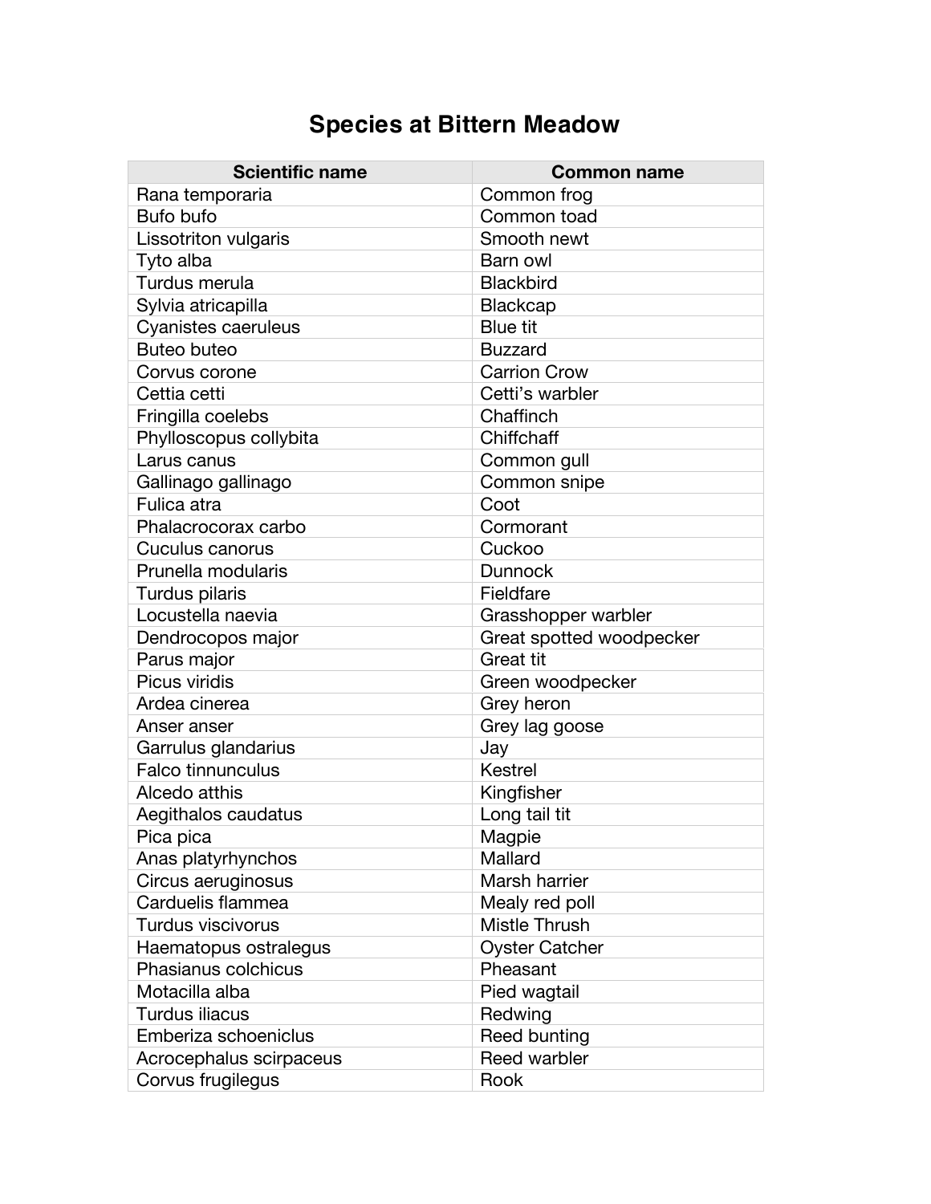# Species at Bittern Meadow

| Scientific name | Common name |
| --- | --- |
| Rana temporaria | Common frog |
| Bufo bufo | Common toad |
| Lissotriton vulgaris | Smooth newt |
| Tyto alba | Barn owl |
| Turdus merula | Blackbird |
| Sylvia atricapilla | Blackcap |
| Cyanistes caeruleus | Blue tit |
| Buteo buteo | Buzzard |
| Corvus corone | Carrion Crow |
| Cettia cetti | Cetti’s warbler |
| Fringilla coelebs | Chaffinch |
| Phylloscopus collybita | Chiffchaff |
| Larus canus | Common gull |
| Gallinago gallinago | Common snipe |
| Fulica atra | Coot |
| Phalacrocorax carbo | Cormorant |
| Cuculus canorus | Cuckoo |
| Prunella modularis | Dunnock |
| Turdus pilaris | Fieldfare |
| Locustella naevia | Grasshopper warbler |
| Dendrocopos major | Great spotted woodpecker |
| Parus major | Great tit |
| Picus viridis | Green woodpecker |
| Ardea cinerea | Grey heron |
| Anser anser | Grey lag goose |
| Garrulus glandarius | Jay |
| Falco tinnunculus | Kestrel |
| Alcedo atthis | Kingfisher |
| Aegithalos caudatus | Long tail tit |
| Pica pica | Magpie |
| Anas platyrhynchos | Mallard |
| Circus aeruginosus | Marsh harrier |
| Carduelis flammea | Mealy red poll |
| Turdus viscivorus | Mistle Thrush |
| Haematopus ostralegus | Oyster Catcher |
| Phasianus colchicus | Pheasant |
| Motacilla alba | Pied wagtail |
| Turdus iliacus | Redwing |
| Emberiza schoeniclus | Reed bunting |
| Acrocephalus scirpaceus | Reed warbler |
| Corvus frugilegus | Rook |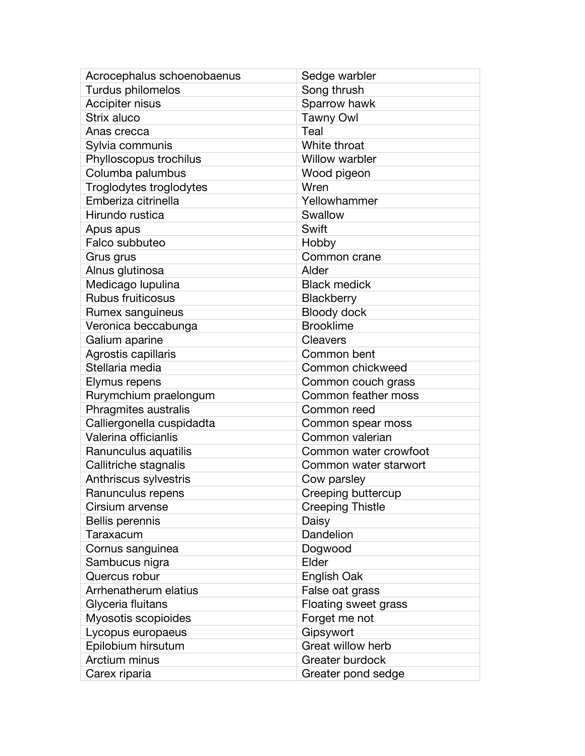| Acrocephalus schoenobaenus | Sedge warbler |
|---|---|
| Turdus philomelos | Song thrush |
| Accipiter nisus | Sparrow hawk |
| Strix aluco | Tawny Owl |
| Anas crecca | Teal |
| Sylvia communis | White throat |
| Phylloscopus trochilus | Willow warbler |
| Columba palumbus | Wood pigeon |
| Troglodytes troglodytes | Wren |
| Emberiza citrinella | Yellowhammer |
| Hirundo rustica | Swallow |
| Apus apus | Swift |
| Falco subbuteo | Hobby |
| Grus grus | Common crane |
| Alnus glutinosa | Alder |
| Medicago lupulina | Black medick |
| Rubus fruiticosus | Blackberry |
| Rumex sanguineus | Bloody dock |
| Veronica beccabunga | Brooklime |
| Galium aparine | Cleavers |
| Agrostis capillaris | Common bent |
| Stellaria media | Common chickweed |
| Elymus repens | Common couch grass |
| Rurymchium praelongum | Common feather moss |
| Phragmites australis | Common reed |
| Calliergonella cuspidadta | Common spear moss |
| Valerina officianlis | Common valerian |
| Ranunculus aquatilis | Common water crowfoot |
| Callitriche stagnalis | Common water starwort |
| Anthriscus sylvestris | Cow parsley |
| Ranunculus repens | Creeping buttercup |
| Cirsium arvense | Creeping Thistle |
| Bellis perennis | Daisy |
| Taraxacum | Dandelion |
| Cornus sanguinea | Dogwood |
| Sambucus nigra | Elder |
| Quercus robur | English Oak |
| Arrhenatherum elatius | False oat grass |
| Glyceria fluitans | Floating sweet grass |
| Myosotis scopioides | Forget me not |
| Lycopus europaeus | Gipsywort |
| Epilobium hirsutum | Great willow herb |
| Arctium minus | Greater burdock |
| Carex riparia | Greater pond sedge |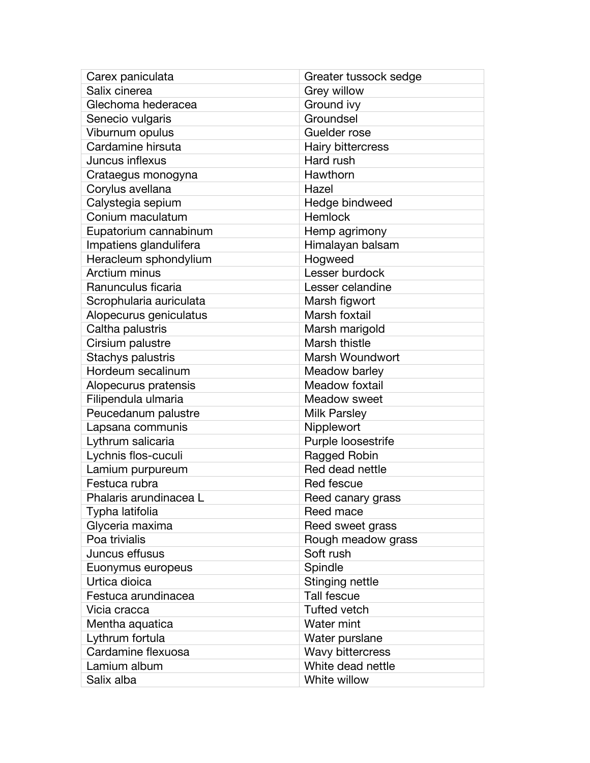| Carex paniculata | Greater tussock sedge |
|---|---|
| Salix cinerea | Grey willow |
| Glechoma hederacea | Ground ivy |
| Senecio vulgaris | Groundsel |
| Viburnum opulus | Guelder rose |
| Cardamine hirsuta | Hairy bittercress |
| Juncus inflexus | Hard rush |
| Crataegus monogyna | Hawthorn |
| Corylus avellana | Hazel |
| Calystegia sepium | Hedge bindweed |
| Conium maculatum | Hemlock |
| Eupatorium cannabinum | Hemp agrimony |
| Impatiens glandulifera | Himalayan balsam |
| Heracleum sphondylium | Hogweed |
| Arctium minus | Lesser burdock |
| Ranunculus ficaria | Lesser celandine |
| Scrophularia auriculata | Marsh figwort |
| Alopecurus geniculatus | Marsh foxtail |
| Caltha palustris | Marsh marigold |
| Cirsium palustre | Marsh thistle |
| Stachys palustris | Marsh Woundwort |
| Hordeum secalinum | Meadow barley |
| Alopecurus pratensis | Meadow foxtail |
| Filipendula ulmaria | Meadow sweet |
| Peucedanum palustre | Milk Parsley |
| Lapsana communis | Nipplewort |
| Lythrum salicaria | Purple loosestrife |
| Lychnis flos-cuculi | Ragged Robin |
| Lamium purpureum | Red dead nettle |
| Festuca rubra | Red fescue |
| Phalaris arundinacea L | Reed canary grass |
| Typha latifolia | Reed mace |
| Glyceria maxima | Reed sweet grass |
| Poa trivialis | Rough meadow grass |
| Juncus effusus | Soft rush |
| Euonymus europeus | Spindle |
| Urtica dioica | Stinging nettle |
| Festuca arundinacea | Tall fescue |
| Vicia cracca | Tufted vetch |
| Mentha aquatica | Water mint |
| Lythrum fortula | Water purslane |
| Cardamine flexuosa | Wavy bittercress |
| Lamium album | White dead nettle |
| Salix alba | White willow |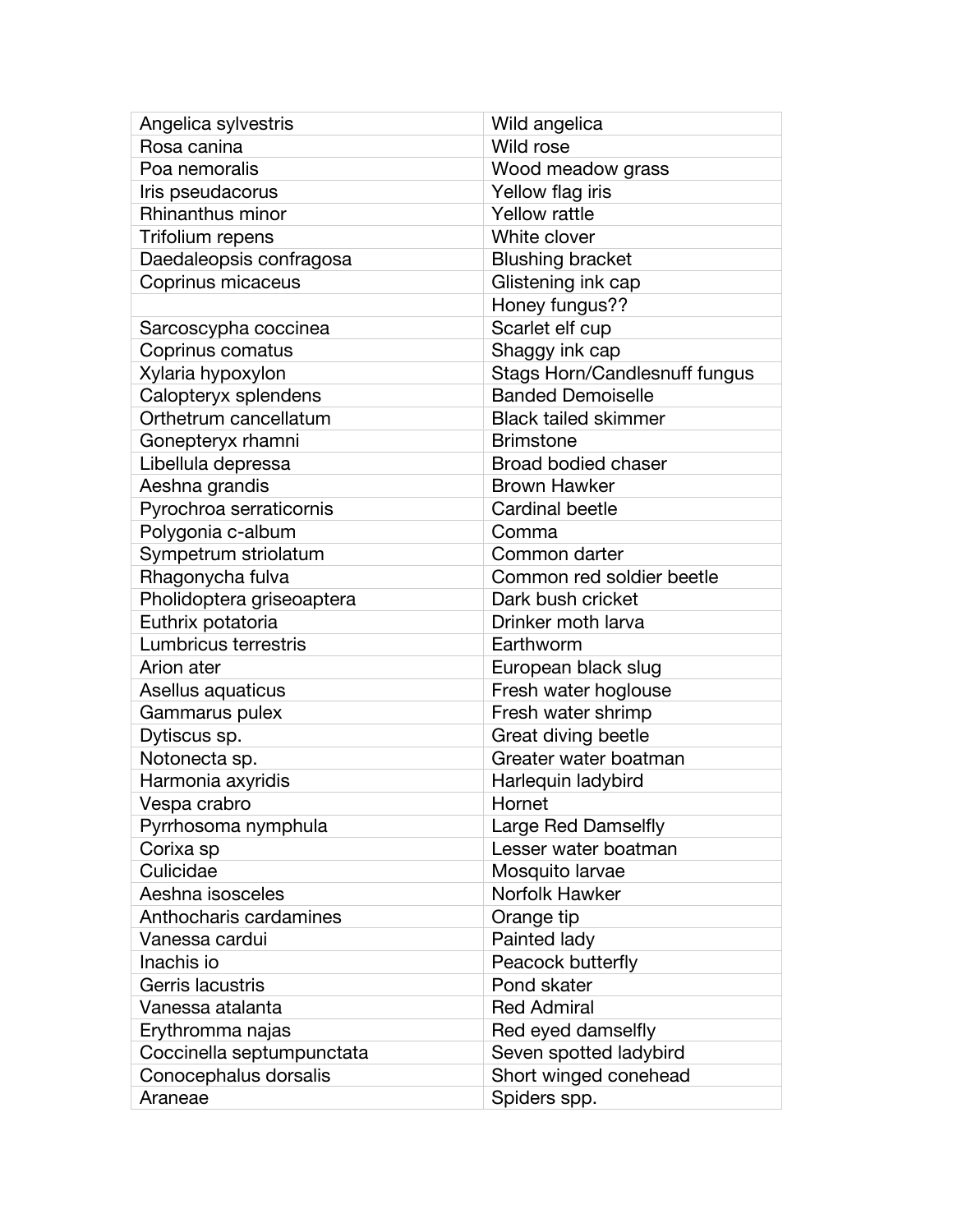| | |
|---|---|
| Angelica sylvestris | Wild angelica |
| Rosa canina | Wild rose |
| Poa nemoralis | Wood meadow grass |
| Iris pseudacorus | Yellow flag iris |
| Rhinanthus minor | Yellow rattle |
| Trifolium repens | White clover |
| Daedaleopsis confragosa | Blushing bracket |
| Coprinus micaceus | Glistening ink cap |
| | Honey fungus?? |
| Sarcoscypha coccinea | Scarlet elf cup |
| Coprinus comatus | Shaggy ink cap |
| Xylaria hypoxylon | Stags Horn/Candlesnuff fungus |
| Calopteryx splendens | Banded Demoiselle |
| Orthetrum cancellatum | Black tailed skimmer |
| Gonepteryx rhamni | Brimstone |
| Libellula depressa | Broad bodied chaser |
| Aeshna grandis | Brown Hawker |
| Pyrochroa serraticornis | Cardinal beetle |
| Polygonia c-album | Comma |
| Sympetrum striolatum | Common darter |
| Rhagonycha fulva | Common red soldier beetle |
| Pholidoptera griseoaptera | Dark bush cricket |
| Euthrix potatoria | Drinker moth larva |
| Lumbricus terrestris | Earthworm |
| Arion ater | European black slug |
| Asellus aquaticus | Fresh water hoglouse |
| Gammarus pulex | Fresh water shrimp |
| Dytiscus sp. | Great diving beetle |
| Notonecta sp. | Greater water boatman |
| Harmonia axyridis | Harlequin ladybird |
| Vespa crabro | Hornet |
| Pyrrhosoma nymphula | Large Red Damselfly |
| Corixa sp | Lesser water boatman |
| Culicidae | Mosquito larvae |
| Aeshna isosceles | Norfolk Hawker |
| Anthocharis cardamines | Orange tip |
| Vanessa cardui | Painted lady |
| Inachis io | Peacock butterfly |
| Gerris lacustris | Pond skater |
| Vanessa atalanta | Red Admiral |
| Erythromma najas | Red eyed damselfly |
| Coccinella septumpunctata | Seven spotted ladybird |
| Conocephalus dorsalis | Short winged conehead |
| Araneae | Spiders spp. |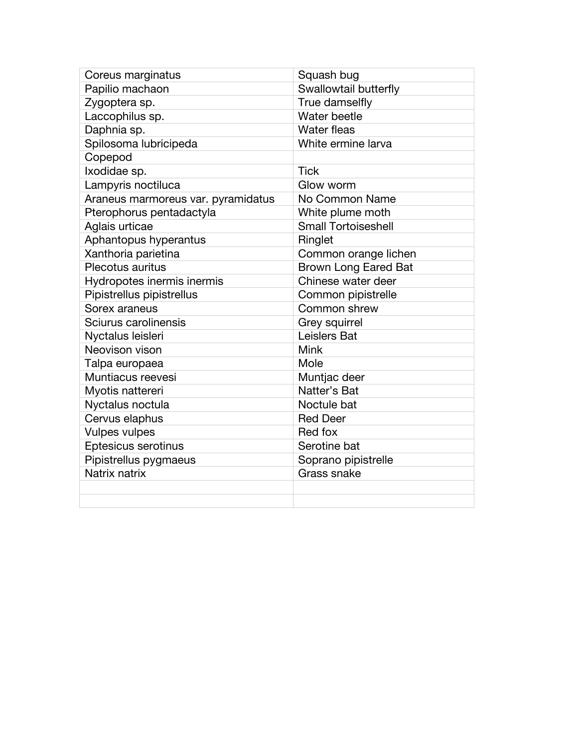| | |
|---|---|
| Coreus marginatus | Squash bug |
| Papilio machaon | Swallowtail butterfly |
| Zygoptera sp. | True damselfly |
| Laccophilus sp. | Water beetle |
| Daphnia sp. | Water fleas |
| Spilosoma lubricipeda | White ermine larva |
| Copepod | |
| Ixodidae sp. | Tick |
| Lampyris noctiluca | Glow worm |
| Araneus marmoreus var. pyramidatus | No Common Name |
| Pterophorus pentadactyla | White plume moth |
| Aglais urticae | Small Tortoiseshell |
| Aphantopus hyperantus | Ringlet |
| Xanthoria parietina | Common orange lichen |
| Plecotus auritus | Brown Long Eared Bat |
| Hydropotes inermis inermis | Chinese water deer |
| Pipistrellus pipistrellus | Common pipistrelle |
| Sorex araneus | Common shrew |
| Sciurus carolinensis | Grey squirrel |
| Nyctalus leisleri | Leislers Bat |
| Neovison vison | Mink |
| Talpa europaea | Mole |
| Muntiacus reevesi | Muntjac deer |
| Myotis nattereri | Natter's Bat |
| Nyctalus noctula | Noctule bat |
| Cervus elaphus | Red Deer |
| Vulpes vulpes | Red fox |
| Eptesicus serotinus | Serotine bat |
| Pipistrellus pygmaeus | Soprano pipistrelle |
| Natrix natrix | Grass snake |
| | |
| | |